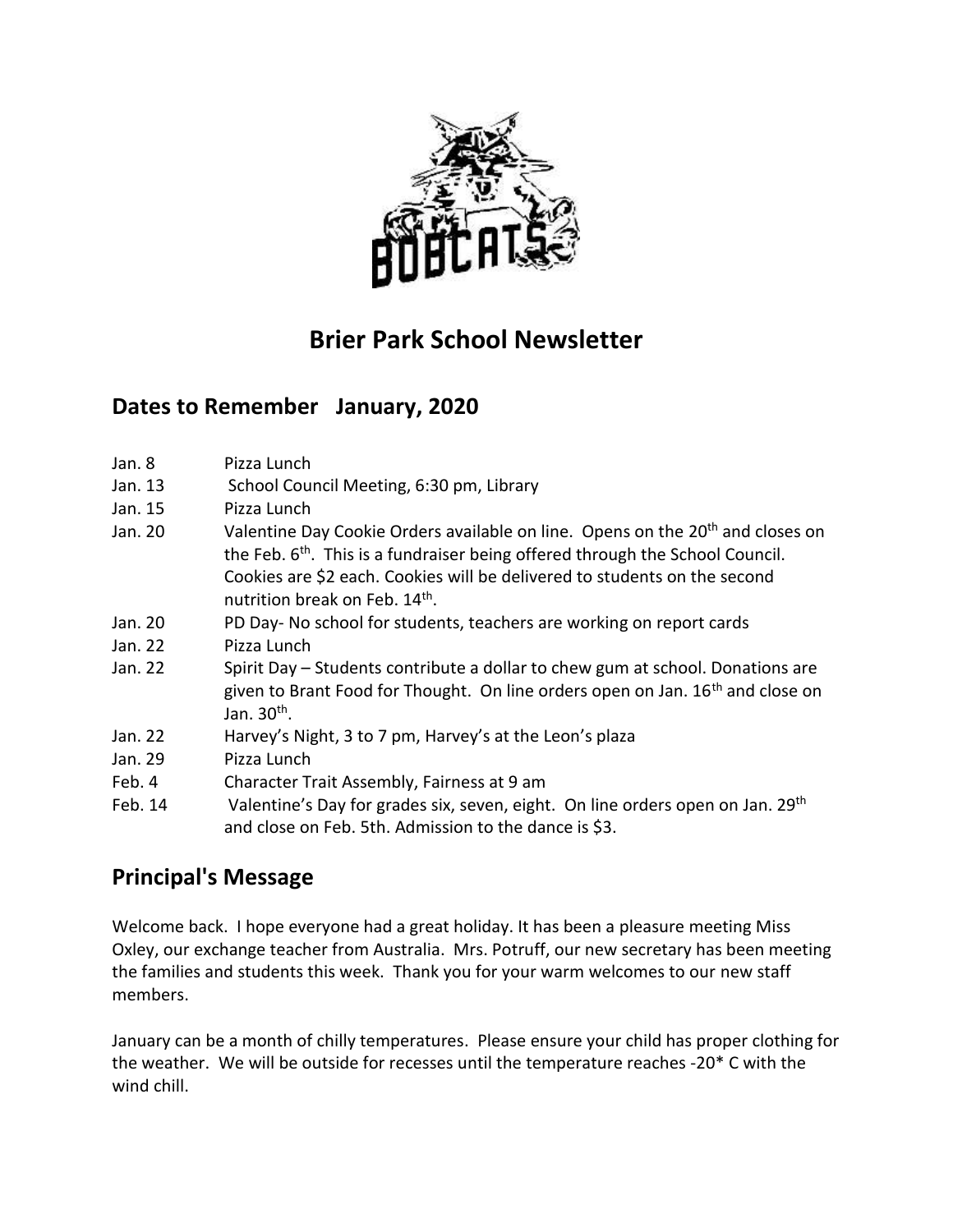# Brier Park School Newsletter

## Dates to Remember January, 2020

| | |
|---|---|
| Jan. 8 | Pizza Lunch |
| Jan. 13 | School Council Meeting, 6:30 pm, Library |
| Jan. 15 | Pizza Lunch |
| Jan. 20 | Valentine Day Cookie Orders available on line. Opens on the 20th and closes on the Feb. 6th. This is a fundraiser being offered through the School Council. Cookies are $2 each. Cookies will be delivered to students on the second nutrition break on Feb. 14th. |
| Jan. 20 | PD Day- No school for students, teachers are working on report cards |
| Jan. 22 | Pizza Lunch |
| Jan. 22 | Spirit Day – Students contribute a dollar to chew gum at school. Donations are given to Brant Food for Thought. On line orders open on Jan. 16th and close on Jan. 30th. |
| Jan. 22 | Harvey's Night, 3 to 7 pm, Harvey's at the Leon's plaza |
| Jan. 29 | Pizza Lunch |
| Feb. 4 | Character Trait Assembly, Fairness at 9 am |
| Feb. 14 | Valentine's Day for grades six, seven, eight. On line orders open on Jan. 29th and close on Feb. 5th. Admission to the dance is $3. |

## Principal's Message

Welcome back. I hope everyone had a great holiday. It has been a pleasure meeting Miss Oxley, our exchange teacher from Australia. Mrs. Potruff, our new secretary has been meeting the families and students this week. Thank you for your warm welcomes to our new staff members.

January can be a month of chilly temperatures. Please ensure your child has proper clothing for the weather. We will be outside for recesses until the temperature reaches -20* C with the wind chill.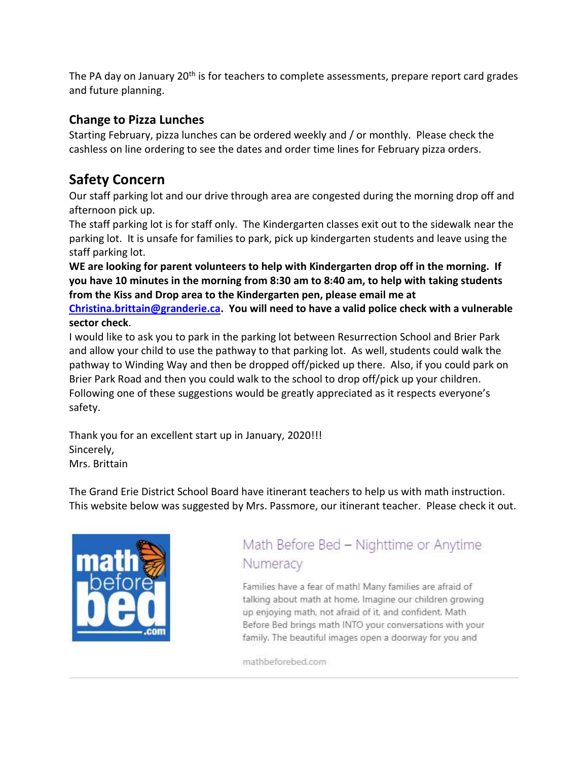The PA day on January 20th is for teachers to complete assessments, prepare report card grades and future planning.

### Change to Pizza Lunches

Starting February, pizza lunches can be ordered weekly and / or monthly. Please check the cashless on line ordering to see the dates and order time lines for February pizza orders.

## Safety Concern

Our staff parking lot and our drive through area are congested during the morning drop off and afternoon pick up.

The staff parking lot is for staff only. The Kindergarten classes exit out to the sidewalk near the parking lot. It is unsafe for families to park, pick up kindergarten students and leave using the staff parking lot.

**WE are looking for parent volunteers to help with Kindergarten drop off in the morning. If you have 10 minutes in the morning from 8:30 am to 8:40 am, to help with taking students from the Kiss and Drop area to the Kindergarten pen, please email me at [Christina.brittain@granderie.ca](mailto:Christina.brittain@granderie.ca). You will need to have a valid police check with a vulnerable sector check**.

I would like to ask you to park in the parking lot between Resurrection School and Brier Park and allow your child to use the pathway to that parking lot. As well, students could walk the pathway to Winding Way and then be dropped off/picked up there. Also, if you could park on Brier Park Road and then you could walk to the school to drop off/pick up your children. Following one of these suggestions would be greatly appreciated as it respects everyone's safety.

Thank you for an excellent start up in January, 2020!!!
Sincerely,
Mrs. Brittain

The Grand Erie District School Board have itinerant teachers to help us with math instruction. This website below was suggested by Mrs. Passmore, our itinerant teacher. Please check it out.

Math Before Bed – Nighttime or Anytime Numeracy

Families have a fear of math! Many families are afraid of talking about math at home. Imagine our children growing up enjoying math, not afraid of it, and confident. Math Before Bed brings math INTO your conversations with your family. The beautiful images open a doorway for you and

mathbeforebed.com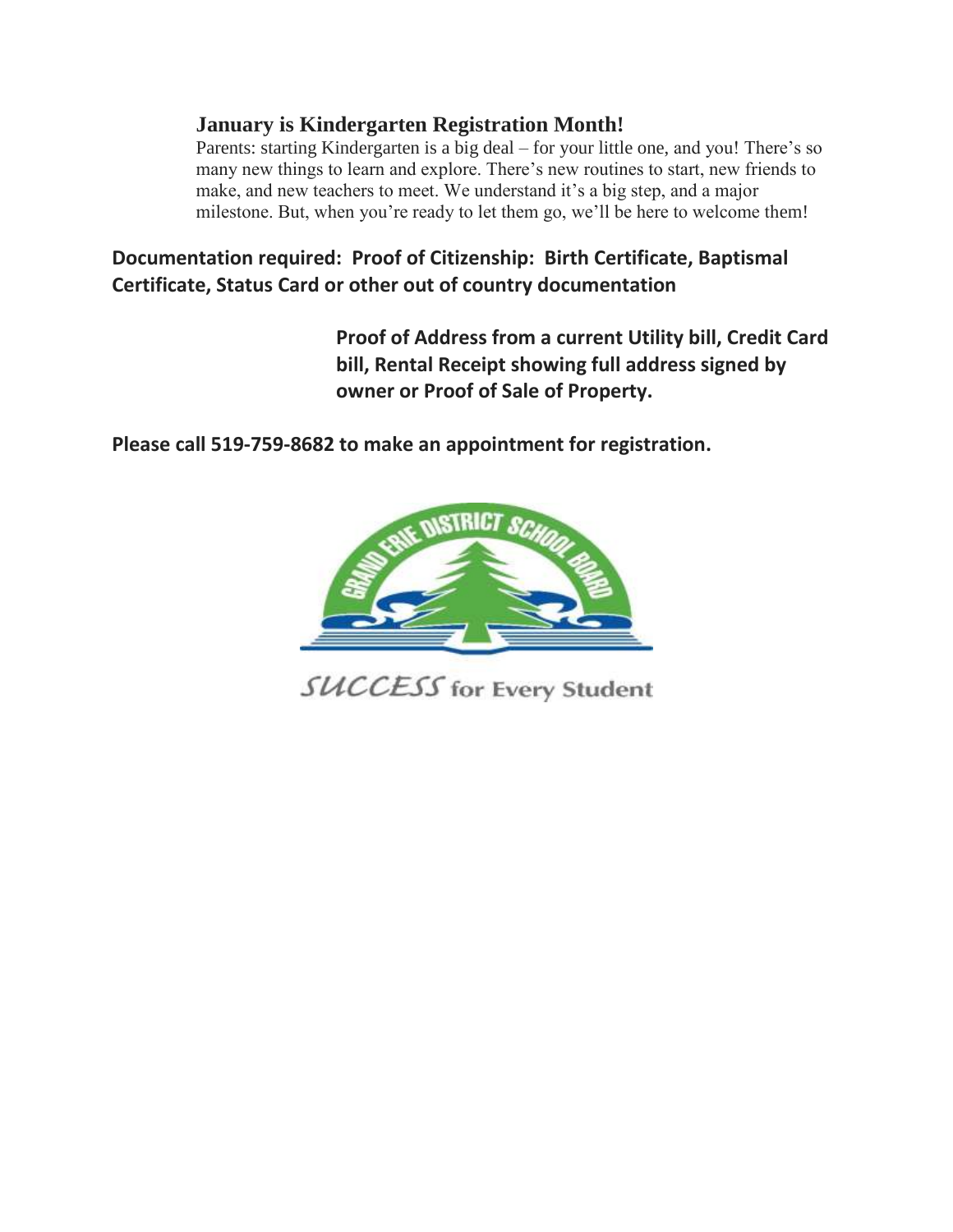## January is Kindergarten Registration Month!

Parents: starting Kindergarten is a big deal – for your little one, and you! There's so many new things to learn and explore. There's new routines to start, new friends to make, and new teachers to meet. We understand it's a big step, and a major milestone. But, when you're ready to let them go, we'll be here to welcome them!

**Documentation required: Proof of Citizenship: Birth Certificate, Baptismal Certificate, Status Card or other out of country documentation**

**Proof of Address from a current Utility bill, Credit Card bill, Rental Receipt showing full address signed by owner or Proof of Sale of Property.**

**Please call 519-759-8682 to make an appointment for registration.**

GRAND ERIE DISTRICT SCHOOL BOARD

*SUCCESS* for Every Student